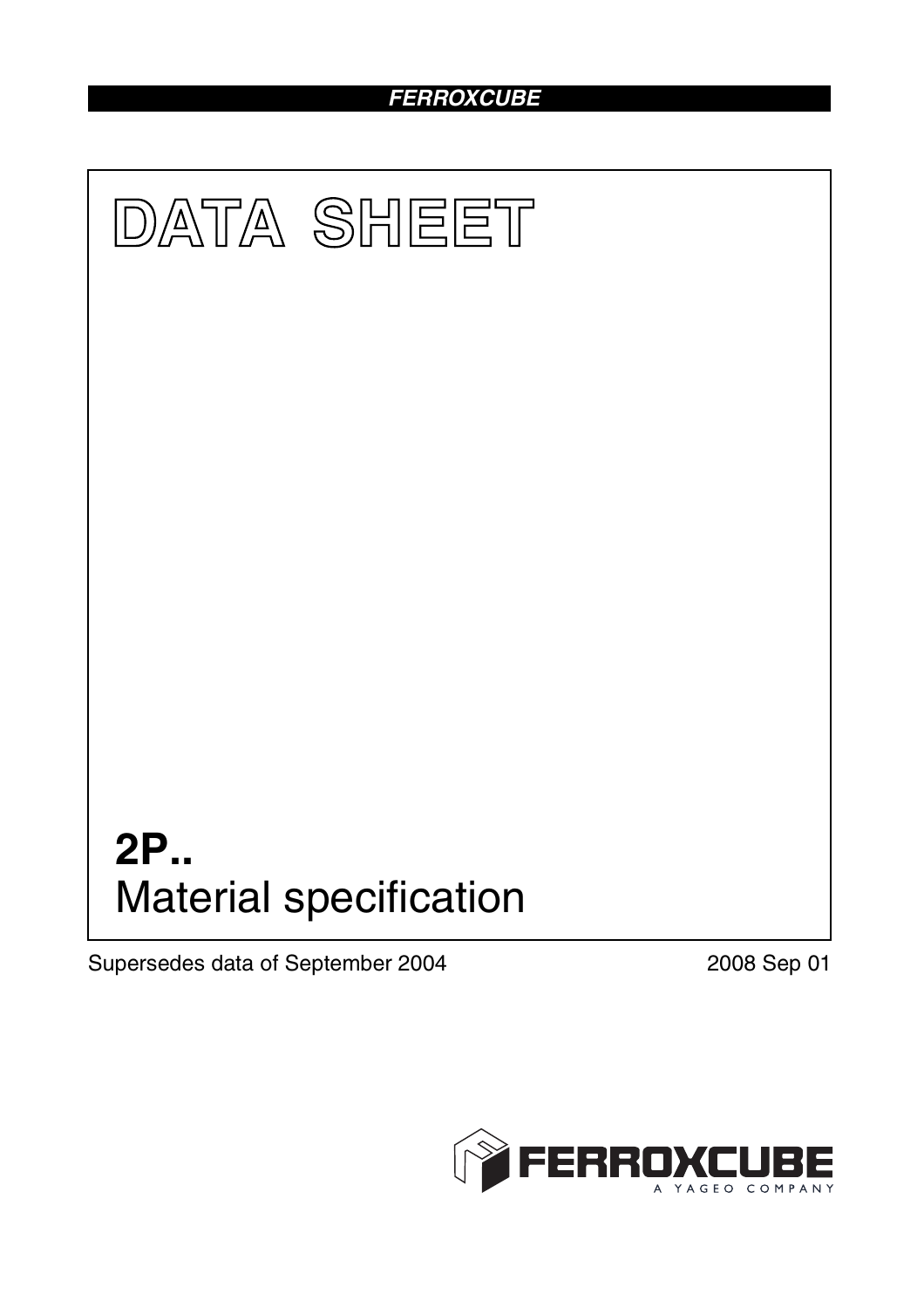FERROXCUBE

# DATA SHEET

# 2P..

## Material specification

Supersedes data of September 2004

2008 Sep 01

FERROXCUBE
A YAGEO COMPANY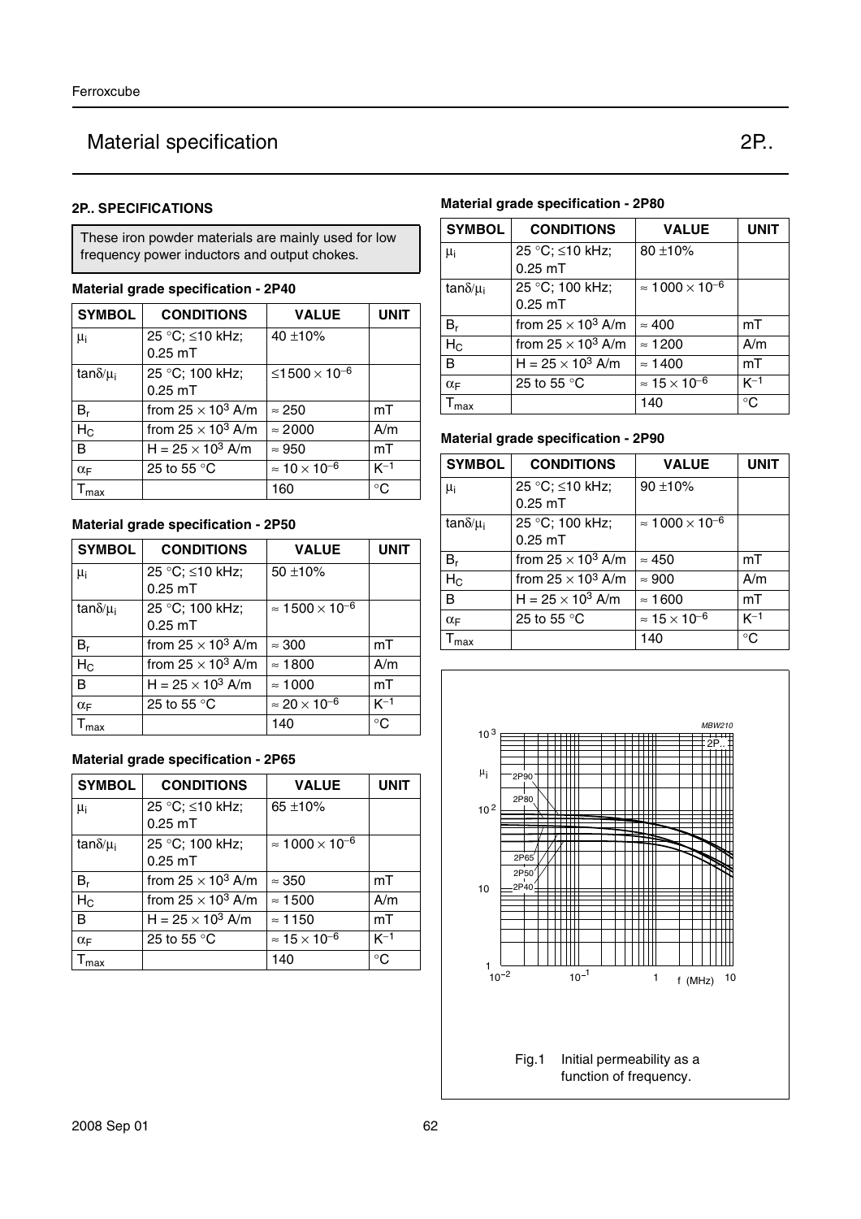# Material specification 2P..

## 2P.. SPECIFICATIONS

These iron powder materials are mainly used for low frequency power inductors and output chokes.

### Material grade specification - 2P40

| SYMBOL | CONDITIONS | VALUE | UNIT |
|---|---|---|---|
| $\mu_i$ | 25 °C; ≤10 kHz; 0.25 mT | 40 ±10% | |
| $\tan\delta/\mu_i$ | 25 °C; 100 kHz; 0.25 mT | $\leq 1500 \times 10^{-6}$ | |
| $B_r$ | from $25 \times 10^3$ A/m | ≈ 250 | mT |
| $H_C$ | from $25 \times 10^3$ A/m | ≈ 2000 | A/m |
| B | $H = 25 \times 10^3$ A/m | ≈ 950 | mT |
| $\alpha_F$ | 25 to 55 °C | $\approx 10 \times 10^{-6}$ | $K^{-1}$ |
| $T_{max}$ | | 160 | °C |

### Material grade specification - 2P50

| SYMBOL | CONDITIONS | VALUE | UNIT |
|---|---|---|---|
| $\mu_i$ | 25 °C; ≤10 kHz; 0.25 mT | 50 ±10% | |
| $\tan\delta/\mu_i$ | 25 °C; 100 kHz; 0.25 mT | $\approx 1500 \times 10^{-6}$ | |
| $B_r$ | from $25 \times 10^3$ A/m | ≈ 300 | mT |
| $H_C$ | from $25 \times 10^3$ A/m | ≈ 1800 | A/m |
| B | $H = 25 \times 10^3$ A/m | ≈ 1000 | mT |
| $\alpha_F$ | 25 to 55 °C | $\approx 20 \times 10^{-6}$ | $K^{-1}$ |
| $T_{max}$ | | 140 | °C |

### Material grade specification - 2P65

| SYMBOL | CONDITIONS | VALUE | UNIT |
|---|---|---|---|
| $\mu_i$ | 25 °C; ≤10 kHz; 0.25 mT | 65 ±10% | |
| $\tan\delta/\mu_i$ | 25 °C; 100 kHz; 0.25 mT | $\approx 1000 \times 10^{-6}$ | |
| $B_r$ | from $25 \times 10^3$ A/m | ≈ 350 | mT |
| $H_C$ | from $25 \times 10^3$ A/m | ≈ 1500 | A/m |
| B | $H = 25 \times 10^3$ A/m | ≈ 1150 | mT |
| $\alpha_F$ | 25 to 55 °C | $\approx 15 \times 10^{-6}$ | $K^{-1}$ |
| $T_{max}$ | | 140 | °C |

### Material grade specification - 2P80

| SYMBOL | CONDITIONS | VALUE | UNIT |
|---|---|---|---|
| $\mu_i$ | 25 °C; ≤10 kHz; 0.25 mT | 80 ±10% | |
| $\tan\delta/\mu_i$ | 25 °C; 100 kHz; 0.25 mT | $\approx 1000 \times 10^{-6}$ | |
| $B_r$ | from $25 \times 10^3$ A/m | ≈ 400 | mT |
| $H_C$ | from $25 \times 10^3$ A/m | ≈ 1200 | A/m |
| B | $H = 25 \times 10^3$ A/m | ≈ 1400 | mT |
| $\alpha_F$ | 25 to 55 °C | $\approx 15 \times 10^{-6}$ | $K^{-1}$ |
| $T_{max}$ | | 140 | °C |

### Material grade specification - 2P90

| SYMBOL | CONDITIONS | VALUE | UNIT |
|---|---|---|---|
| $\mu_i$ | 25 °C; ≤10 kHz; 0.25 mT | 90 ±10% | |
| $\tan\delta/\mu_i$ | 25 °C; 100 kHz; 0.25 mT | $\approx 1000 \times 10^{-6}$ | |
| $B_r$ | from $25 \times 10^3$ A/m | ≈ 450 | mT |
| $H_C$ | from $25 \times 10^3$ A/m | ≈ 900 | A/m |
| B | $H = 25 \times 10^3$ A/m | ≈ 1600 | mT |
| $\alpha_F$ | 25 to 55 °C | $\approx 15 \times 10^{-6}$ | $K^{-1}$ |
| $T_{max}$ | | 140 | °C |

Fig.1 Initial permeability as a function of frequency.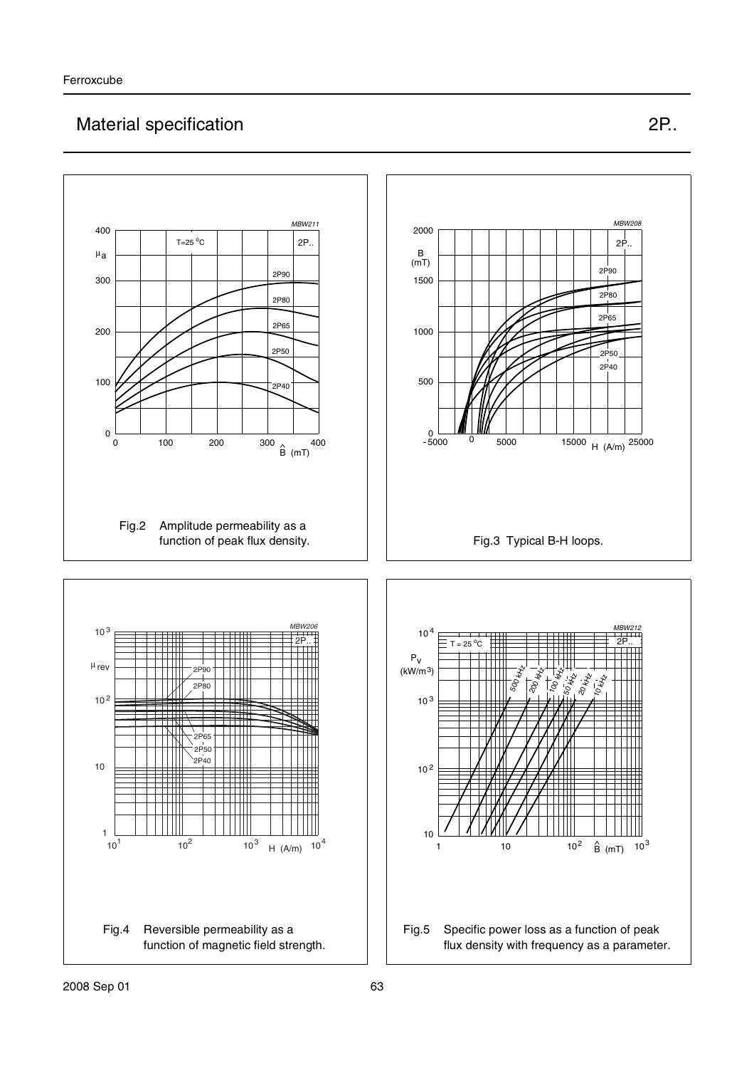## Material specification 2P..

Fig.2 Amplitude permeability as a function of peak flux density.

Fig.3 Typical B-H loops.

Fig.4 Reversible permeability as a function of magnetic field strength.

Fig.5 Specific power loss as a function of peak flux density with frequency as a parameter.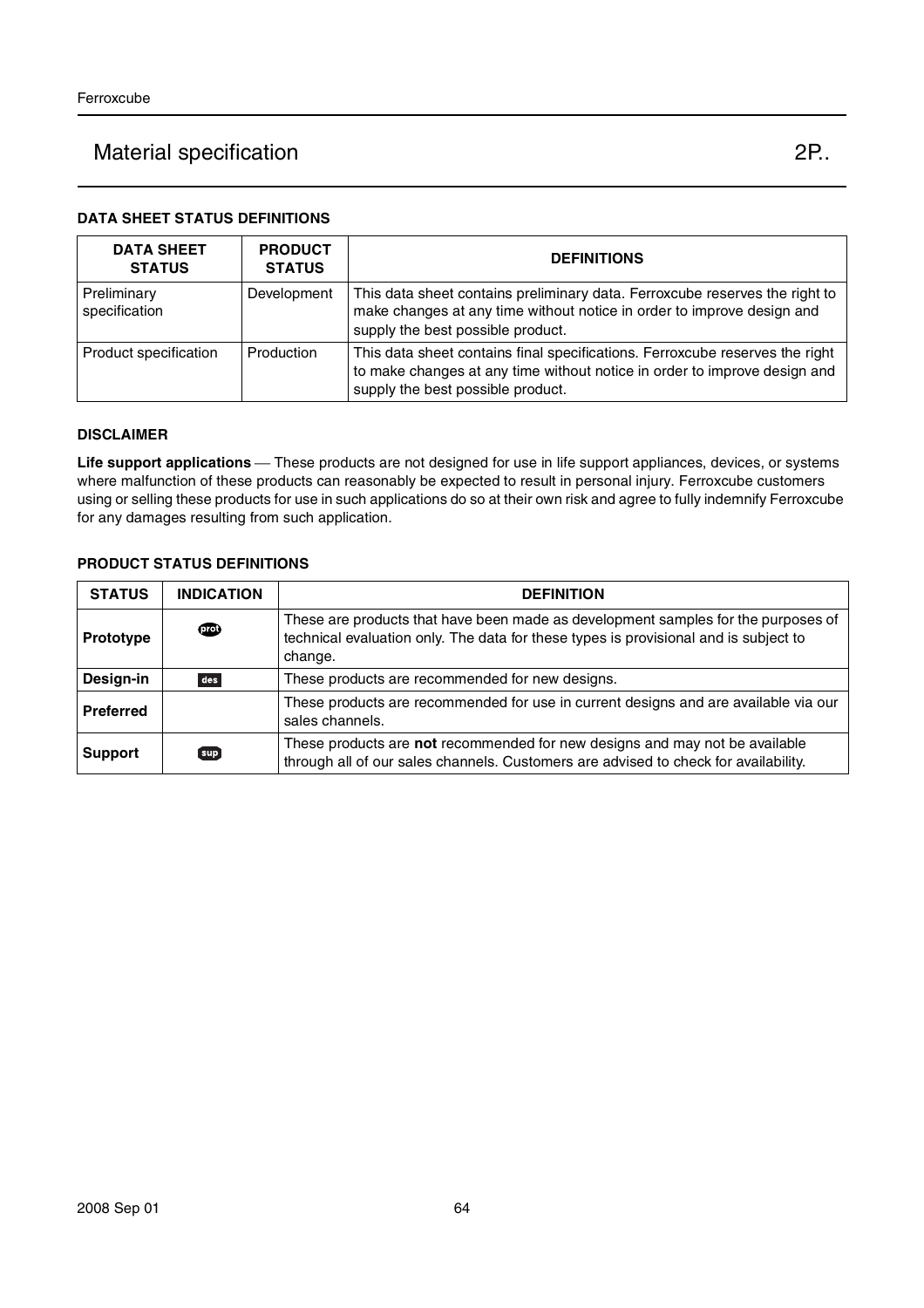## Material specification 2P..

### DATA SHEET STATUS DEFINITIONS

| DATA SHEET STATUS | PRODUCT STATUS | DEFINITIONS |
| --- | --- | --- |
| Preliminary specification | Development | This data sheet contains preliminary data. Ferroxcube reserves the right to make changes at any time without notice in order to improve design and supply the best possible product. |
| Product specification | Production | This data sheet contains final specifications. Ferroxcube reserves the right to make changes at any time without notice in order to improve design and supply the best possible product. |

### DISCLAIMER

**Life support applications** — These products are not designed for use in life support appliances, devices, or systems where malfunction of these products can reasonably be expected to result in personal injury. Ferroxcube customers using or selling these products for use in such applications do so at their own risk and agree to fully indemnify Ferroxcube for any damages resulting from such application.

### PRODUCT STATUS DEFINITIONS

| STATUS | INDICATION | DEFINITION |
| --- | --- | --- |
| **Prototype** | prot | These are products that have been made as development samples for the purposes of technical evaluation only. The data for these types is provisional and is subject to change. |
| **Design-in** | des | These products are recommended for new designs. |
| **Preferred** | | These products are recommended for use in current designs and are available via our sales channels. |
| **Support** | sup | These products are **not** recommended for new designs and may not be available through all of our sales channels. Customers are advised to check for availability. |